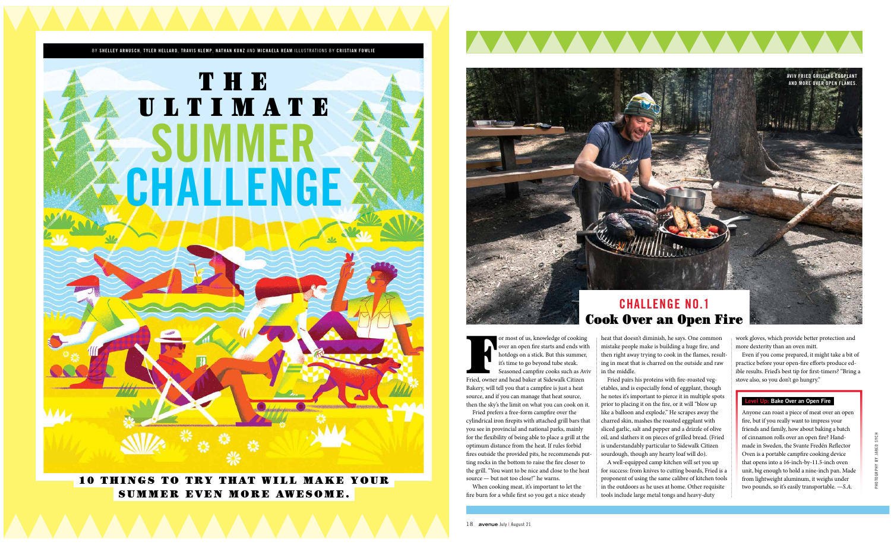BY SHELLEY ARNUSCH, TYLER HELLARD, TRAVIS KLEMP, NATHAN KUNZ AND MICHAELA REAM ILLUSTRATIONS BY CRISTIAN FOWLIE

# THE ULTIMATE SUMMER CHALLENGE

**10 THINGS TO TRY THAT WILL MAKE YOUR SUMMER EVEN MORE AWESOME.**

AVIV FRIED GRILLING EGGPLANT AND MORE OVER OPEN FLAMES.

## CHALLENGE NO.1
## Cook Over an Open Fire

For most of us, knowledge of cooking over an open fire starts and ends with hotdogs on a stick. But this summer, it's time to go beyond tube steak. Seasoned campfire cooks such as Aviv Fried, owner and head baker at Sidewalk Citizen Bakery, will tell you that a campfire is just a heat source, and if you can manage that heat source, then the sky's the limit on what you can cook on it.

Fried prefers a free-form campfire over the cylindrical iron firepits with attached grill bars that you see in provincial and national parks, mainly for the flexibility of being able to place a grill at the optimum distance from the heat. If rules forbid fires outside the provided pits, he recommends putting rocks in the bottom to raise the fire closer to the grill. "You want to be nice and close to the heat source — but not too close!" he warns.

When cooking meat, it's important to let the fire burn for a while first so you get a nice steady heat that doesn't diminish, he says. One common mistake people make is building a huge fire, and then right away trying to cook in the flames, resulting in meat that is charred on the outside and raw in the middle.

Fried pairs his proteins with fire-roasted vegetables, and is especially fond of eggplant, though he notes it's important to pierce it in multiple spots prior to placing it on the fire, or it will "blow up like a balloon and explode." He scrapes away the charred skin, mashes the roasted eggplant with sliced garlic, salt and pepper and a drizzle of olive oil, and slathers it on pieces of grilled bread. (Fried is understandably particular to Sidewalk Citizen sourdough, though any hearty loaf will do).

A well-equipped camp kitchen will set you up for success: from knives to cutting boards, Fried is a proponent of using the same calibre of kitchen tools in the outdoors as he uses at home. Other requisite tools include large metal tongs and heavy-duty work gloves, which provide better protection and more dexterity than an oven mitt.

Even if you come prepared, it might take a bit of practice before your open-fire efforts produce edible results. Fried's best tip for first-timers? "Bring a stove also, so you don't go hungry."

**Level Up: Bake Over an Open Fire**

Anyone can roast a piece of meat over an open fire, but if you really want to impress your friends and family, how about baking a batch of cinnamon rolls over an open fire? Handmade in Sweden, the Svante Fredén Reflector Oven is a portable campfire cooking device that opens into a 16-inch-by-11.5-inch oven unit, big enough to hold a nine-inch pan. Made from lightweight aluminum, it weighs under two pounds, so it's easily transportable. *—S.A.*

PHOTOGRAPHY BY JARED SYCH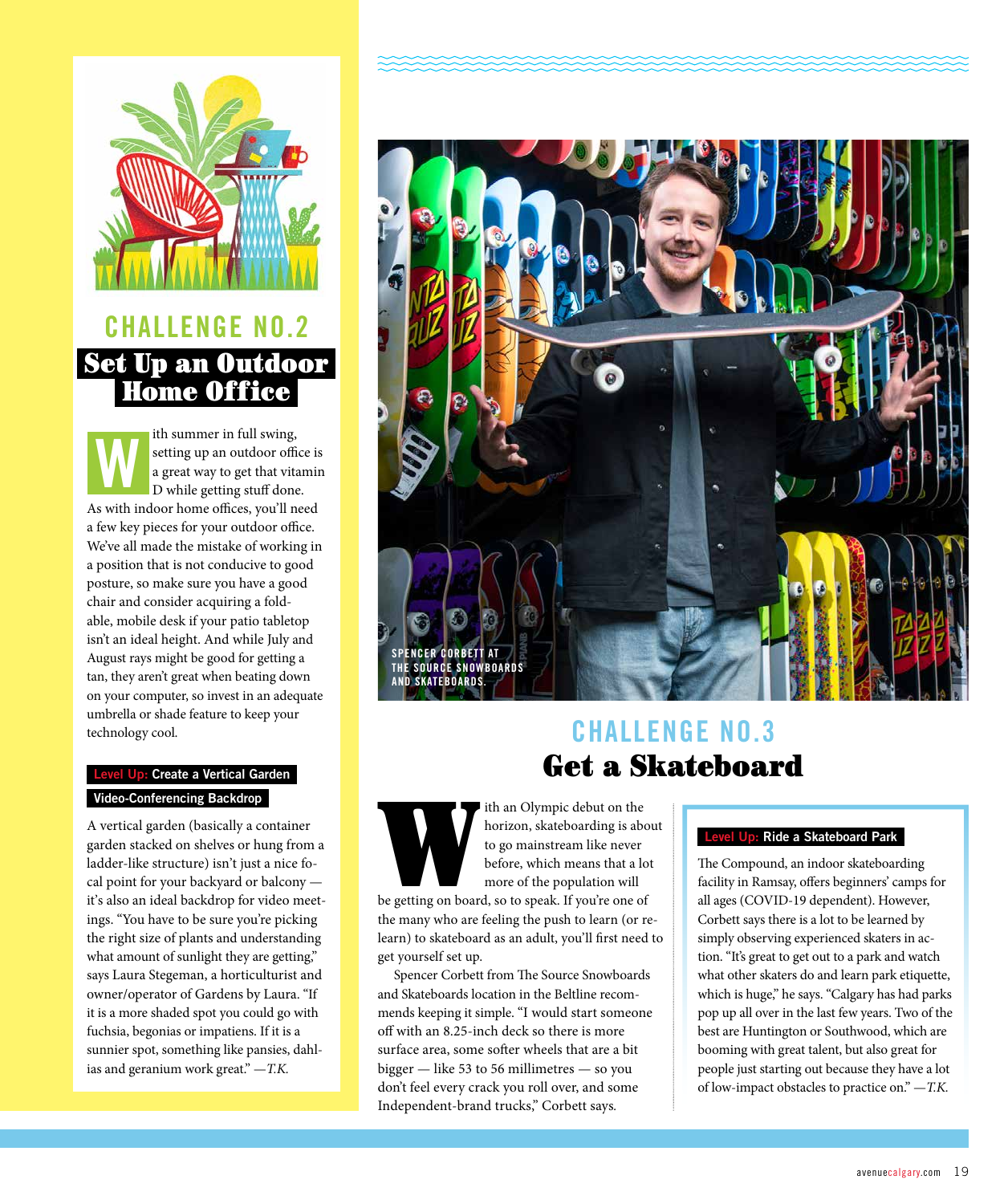## CHALLENGE NO.2

# Set Up an Outdoor Home Office

With summer in full swing, setting up an outdoor office is a great way to get that vitamin D while getting stuff done. As with indoor home offices, you'll need a few key pieces for your outdoor office. We've all made the mistake of working in a position that is not conducive to good posture, so make sure you have a good chair and consider acquiring a foldable, mobile desk if your patio tabletop isn't an ideal height. And while July and August rays might be good for getting a tan, they aren't great when beating down on your computer, so invest in an adequate umbrella or shade feature to keep your technology cool.

### Level Up: Create a Vertical Garden Video-Conferencing Backdrop

A vertical garden (basically a container garden stacked on shelves or hung from a ladder-like structure) isn't just a nice focal point for your backyard or balcony — it's also an ideal backdrop for video meetings. "You have to be sure you're picking the right size of plants and understanding what amount of sunlight they are getting," says Laura Stegeman, a horticulturist and owner/operator of Gardens by Laura. "If it is a more shaded spot you could go with fuchsia, begonias or impatiens. If it is a sunnier spot, something like pansies, dahlias and geranium work great." *—T.K.*

SPENCER CORBETT AT THE SOURCE SNOWBOARDS AND SKATEBOARDS.

## CHALLENGE NO.3

# Get a Skateboard

With an Olympic debut on the horizon, skateboarding is about to go mainstream like never before, which means that a lot more of the population will be getting on board, so to speak. If you're one of the many who are feeling the push to learn (or re-learn) to skateboard as an adult, you'll first need to get yourself set up.

Spencer Corbett from The Source Snowboards and Skateboards location in the Beltline recommends keeping it simple. "I would start someone off with an 8.25-inch deck so there is more surface area, some softer wheels that are a bit bigger — like 53 to 56 millimetres — so you don't feel every crack you roll over, and some Independent-brand trucks," Corbett says.

### Level Up: Ride a Skateboard Park

The Compound, an indoor skateboarding facility in Ramsay, offers beginners' camps for all ages (COVID-19 dependent). However, Corbett says there is a lot to be learned by simply observing experienced skaters in action. "It's great to get out to a park and watch what other skaters do and learn park etiquette, which is huge," he says. "Calgary has had parks pop up all over in the last few years. Two of the best are Huntington or Southwood, which are booming with great talent, but also great for people just starting out because they have a lot of low-impact obstacles to practice on." *—T.K.*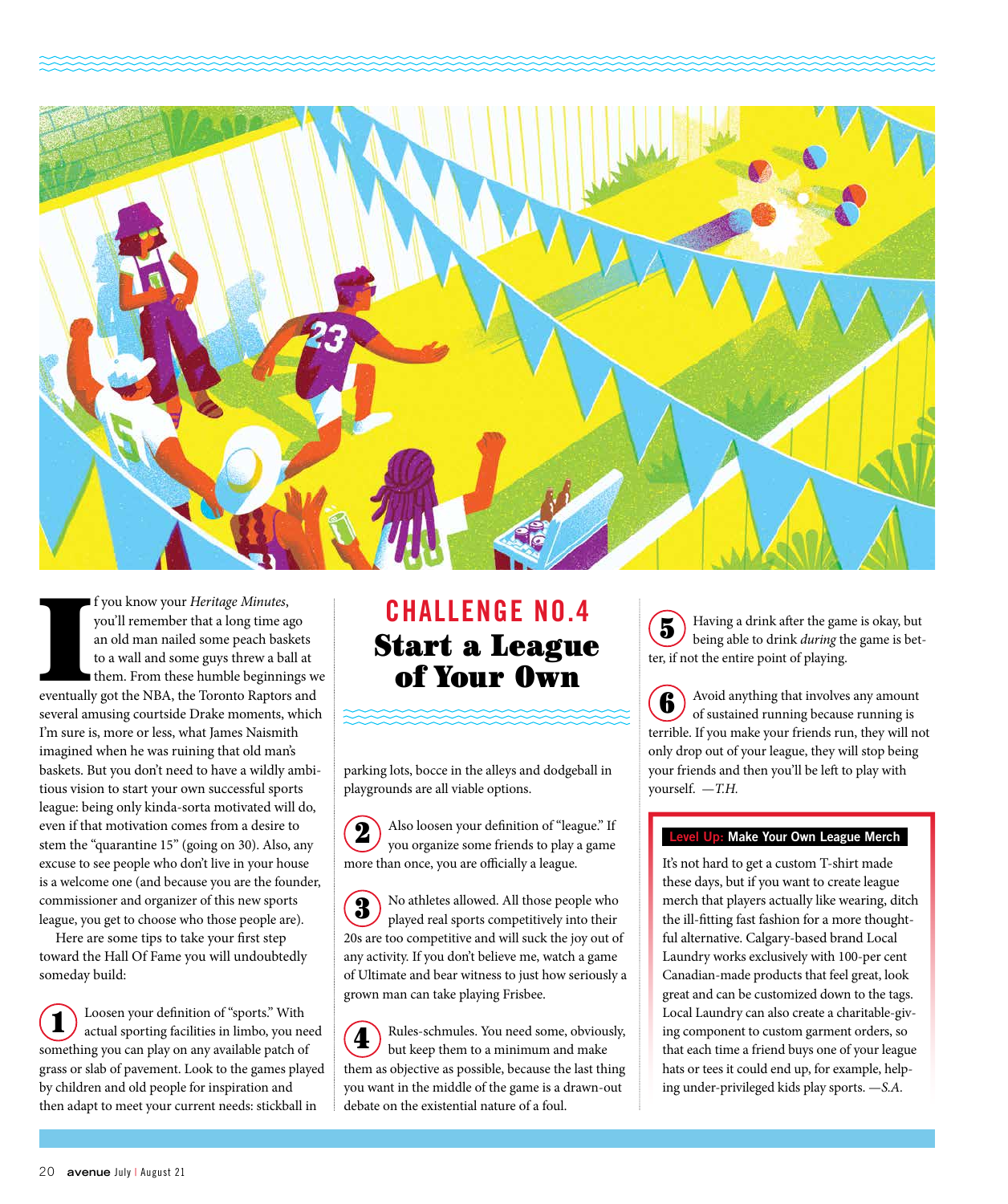## CHALLENGE NO.4

# Start a League of Your Own

If you know your *Heritage Minutes*, you'll remember that a long time ago an old man nailed some peach baskets to a wall and some guys threw a ball at them. From these humble beginnings we eventually got the NBA, the Toronto Raptors and several amusing courtside Drake moments, which I'm sure is, more or less, what James Naismith imagined when he was ruining that old man's baskets. But you don't need to have a wildly ambitious vision to start your own successful sports league: being only kinda-sorta motivated will do, even if that motivation comes from a desire to stem the "quarantine 15" (going on 30). Also, any excuse to see people who don't live in your house is a welcome one (and because you are the founder, commissioner and organizer of this new sports league, you get to choose who those people are).

Here are some tips to take your first step toward the Hall Of Fame you will undoubtedly someday build:

**1** Loosen your definition of "sports." With actual sporting facilities in limbo, you need something you can play on any available patch of grass or slab of pavement. Look to the games played by children and old people for inspiration and then adapt to meet your current needs: stickball in parking lots, bocce in the alleys and dodgeball in playgrounds are all viable options.

**2** Also loosen your definition of "league." If you organize some friends to play a game more than once, you are officially a league.

**3** No athletes allowed. All those people who played real sports competitively into their 20s are too competitive and will suck the joy out of any activity. If you don't believe me, watch a game of Ultimate and bear witness to just how seriously a grown man can take playing Frisbee.

**4** Rules-schmules. You need some, obviously, but keep them to a minimum and make them as objective as possible, because the last thing you want in the middle of the game is a drawn-out debate on the existential nature of a foul.

**5** Having a drink after the game is okay, but being able to drink *during* the game is better, if not the entire point of playing.

**6** Avoid anything that involves any amount of sustained running because running is terrible. If you make your friends run, they will not only drop out of your league, they will stop being your friends and then you'll be left to play with yourself. *—T.H.*

**Level Up: Make Your Own League Merch**

It's not hard to get a custom T-shirt made these days, but if you want to create league merch that players actually like wearing, ditch the ill-fitting fast fashion for a more thoughtful alternative. Calgary-based brand Local Laundry works exclusively with 100-per cent Canadian-made products that feel great, look great and can be customized down to the tags. Local Laundry can also create a charitable-giving component to custom garment orders, so that each time a friend buys one of your league hats or tees it could end up, for example, helping under-privileged kids play sports. *—S.A.*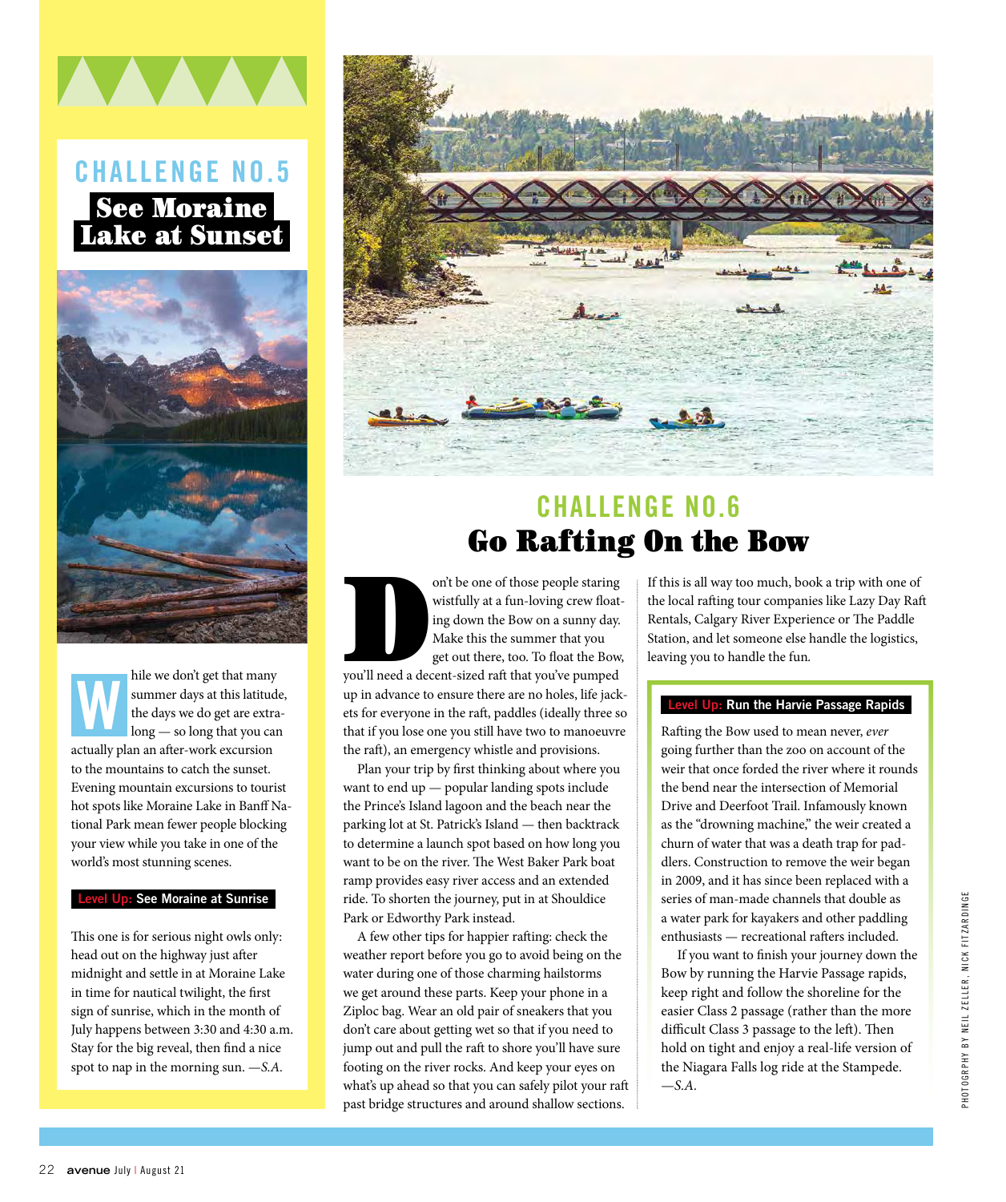## CHALLENGE NO.5

# See Moraine Lake at Sunset

While we don't get that many summer days at this latitude, the days we do get are extra-long — so long that you can actually plan an after-work excursion to the mountains to catch the sunset. Evening mountain excursions to tourist hot spots like Moraine Lake in Banff National Park mean fewer people blocking your view while you take in one of the world's most stunning scenes.

### Level Up: See Moraine at Sunrise

This one is for serious night owls only: head out on the highway just after midnight and settle in at Moraine Lake in time for nautical twilight, the first sign of sunrise, which in the month of July happens between 3:30 and 4:30 a.m. Stay for the big reveal, then find a nice spot to nap in the morning sun. *—S.A.*

## CHALLENGE NO.6

# Go Rafting On the Bow

Don't be one of those people staring wistfully at a fun-loving crew floating down the Bow on a sunny day. Make this the summer that you get out there, too. To float the Bow, you'll need a decent-sized raft that you've pumped up in advance to ensure there are no holes, life jackets for everyone in the raft, paddles (ideally three so that if you lose one you still have two to manoeuvre the raft), an emergency whistle and provisions.

Plan your trip by first thinking about where you want to end up — popular landing spots include the Prince's Island lagoon and the beach near the parking lot at St. Patrick's Island — then backtrack to determine a launch spot based on how long you want to be on the river. The West Baker Park boat ramp provides easy river access and an extended ride. To shorten the journey, put in at Shouldice Park or Edworthy Park instead.

A few other tips for happier rafting: check the weather report before you go to avoid being on the water during one of those charming hailstorms we get around these parts. Keep your phone in a Ziploc bag. Wear an old pair of sneakers that you don't care about getting wet so that if you need to jump out and pull the raft to shore you'll have sure footing on the river rocks. And keep your eyes on what's up ahead so that you can safely pilot your raft past bridge structures and around shallow sections.

If this is all way too much, book a trip with one of the local rafting tour companies like Lazy Day Raft Rentals, Calgary River Experience or The Paddle Station, and let someone else handle the logistics, leaving you to handle the fun.

### Level Up: Run the Harvie Passage Rapids

Rafting the Bow used to mean never, *ever* going further than the zoo on account of the weir that once forded the river where it rounds the bend near the intersection of Memorial Drive and Deerfoot Trail. Infamously known as the "drowning machine," the weir created a churn of water that was a death trap for paddlers. Construction to remove the weir began in 2009, and it has since been replaced with a series of man-made channels that double as a water park for kayakers and other paddling enthusiasts — recreational rafters included.

If you want to finish your journey down the Bow by running the Harvie Passage rapids, keep right and follow the shoreline for the easier Class 2 passage (rather than the more difficult Class 3 passage to the left). Then hold on tight and enjoy a real-life version of the Niagara Falls log ride at the Stampede. *—S.A.*

PHOTOGRAPHY BY NEIL ZELLER, NICK FITZARDINGE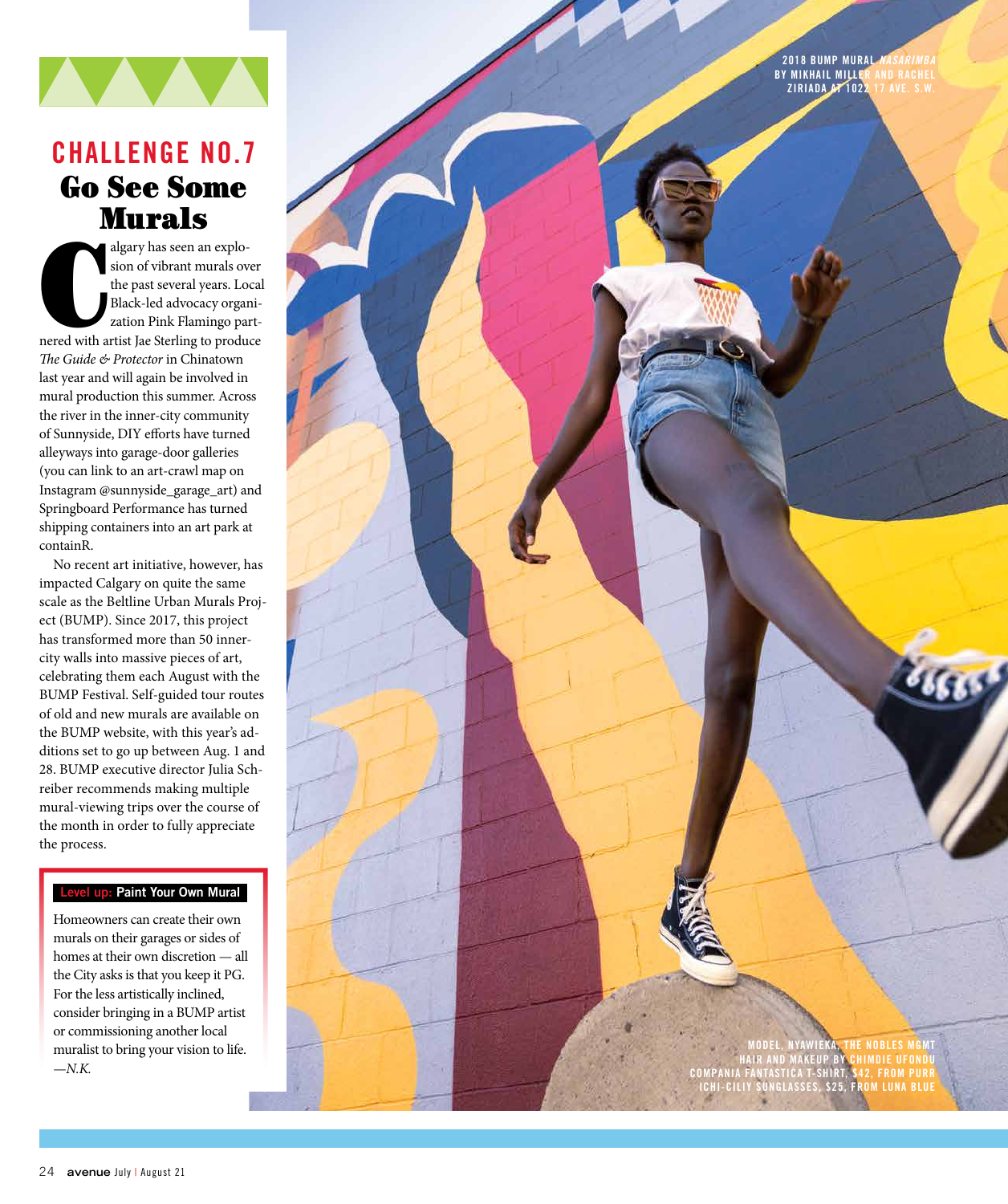## CHALLENGE NO.7

# Go See Some Murals

Calgary has seen an explosion of vibrant murals over the past several years. Local Black-led advocacy organization Pink Flamingo partnered with artist Jae Sterling to produce *The Guide & Protector* in Chinatown last year and will again be involved in mural production this summer. Across the river in the inner-city community of Sunnyside, DIY efforts have turned alleyways into garage-door galleries (you can link to an art-crawl map on Instagram @sunnyside_garage_art) and Springboard Performance has turned shipping containers into an art park at containR.

No recent art initiative, however, has impacted Calgary on quite the same scale as the Beltline Urban Murals Project (BUMP). Since 2017, this project has transformed more than 50 inner-city walls into massive pieces of art, celebrating them each August with the BUMP Festival. Self-guided tour routes of old and new murals are available on the BUMP website, with this year's additions set to go up between Aug. 1 and 28. BUMP executive director Julia Schreiber recommends making multiple mural-viewing trips over the course of the month in order to fully appreciate the process.

**Level up: Paint Your Own Mural**

Homeowners can create their own murals on their garages or sides of homes at their own discretion — all the City asks is that you keep it PG. For the less artistically inclined, consider bringing in a BUMP artist or commissioning another local muralist to bring your vision to life. *—N.K.*

2018 BUMP MURAL *NASARIMBA* BY MIKHAIL MILLER AND RACHEL ZIRIADA AT 1022 17 AVE. S.W.

MODEL, NYAWIEKA, THE NOBLES MGMT
HAIR AND MAKEUP BY CHIMDIE UFONDU
COMPANIA FANTASTICA T-SHIRT, $42, FROM PURR
ICHI-CILIY SUNGLASSES, $25, FROM LUNA BLUE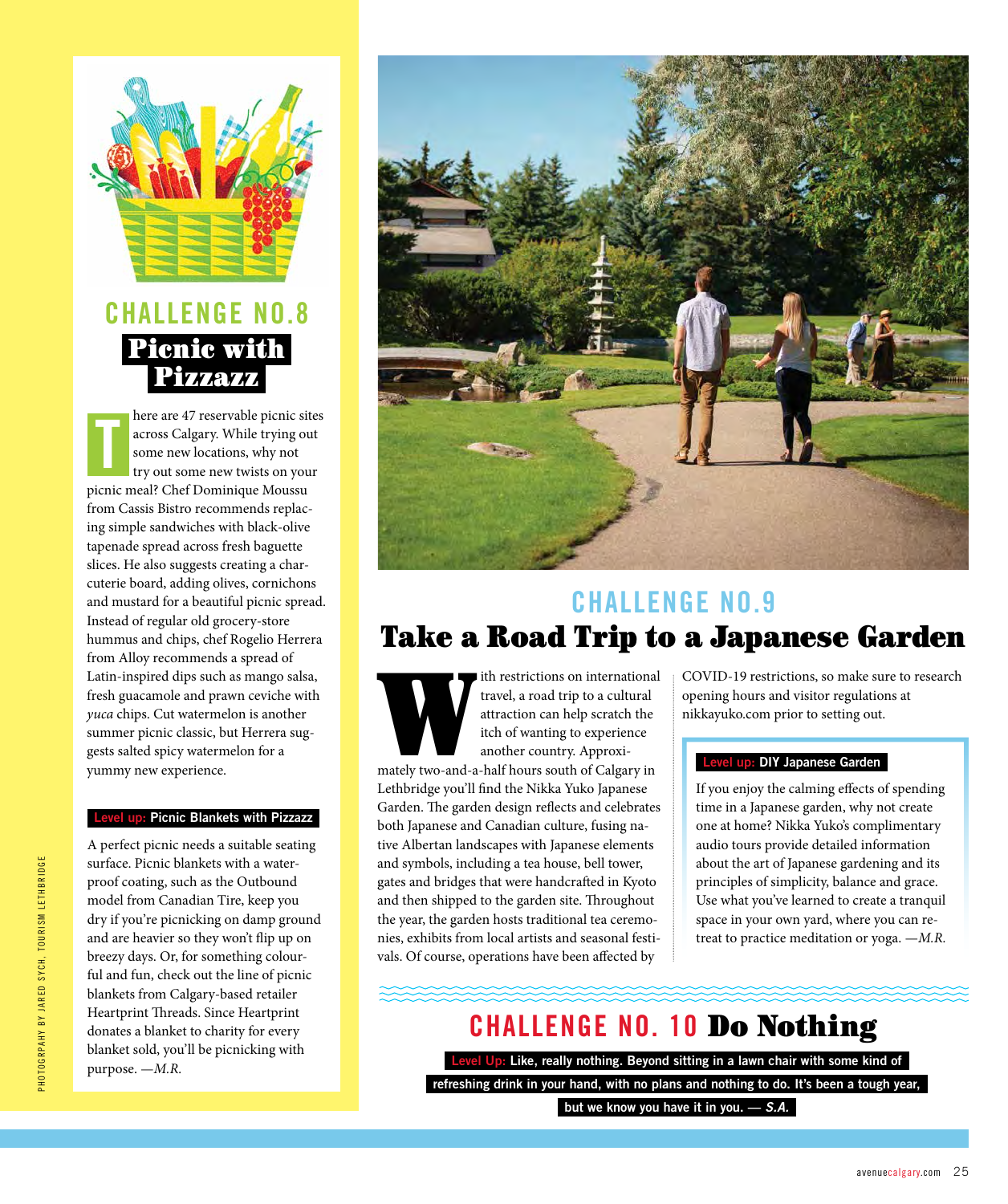## CHALLENGE NO.8

# Picnic with Pizzazz

There are 47 reservable picnic sites across Calgary. While trying out some new locations, why not try out some new twists on your picnic meal? Chef Dominique Moussu from Cassis Bistro recommends replacing simple sandwiches with black-olive tapenade spread across fresh baguette slices. He also suggests creating a charcuterie board, adding olives, cornichons and mustard for a beautiful picnic spread. Instead of regular old grocery-store hummus and chips, chef Rogelio Herrera from Alloy recommends a spread of Latin-inspired dips such as mango salsa, fresh guacamole and prawn ceviche with *yuca* chips. Cut watermelon is another summer picnic classic, but Herrera suggests salted spicy watermelon for a yummy new experience.

**Level up: Picnic Blankets with Pizzazz**

A perfect picnic needs a suitable seating surface. Picnic blankets with a waterproof coating, such as the Outbound model from Canadian Tire, keep you dry if you're picnicking on damp ground and are heavier so they won't flip up on breezy days. Or, for something colourful and fun, check out the line of picnic blankets from Calgary-based retailer Heartprint Threads. Since Heartprint donates a blanket to charity for every blanket sold, you'll be picnicking with purpose. *—M.R.*

## CHALLENGE NO.9

# Take a Road Trip to a Japanese Garden

With restrictions on international travel, a road trip to a cultural attraction can help scratch the itch of wanting to experience another country. Approximately two-and-a-half hours south of Calgary in Lethbridge you'll find the Nikka Yuko Japanese Garden. The garden design reflects and celebrates both Japanese and Canadian culture, fusing native Albertan landscapes with Japanese elements and symbols, including a tea house, bell tower, gates and bridges that were handcrafted in Kyoto and then shipped to the garden site. Throughout the year, the garden hosts traditional tea ceremonies, exhibits from local artists and seasonal festivals. Of course, operations have been affected by COVID-19 restrictions, so make sure to research opening hours and visitor regulations at nikkayuko.com prior to setting out.

**Level up: DIY Japanese Garden**

If you enjoy the calming effects of spending time in a Japanese garden, why not create one at home? Nikka Yuko's complimentary audio tours provide detailed information about the art of Japanese gardening and its principles of simplicity, balance and grace. Use what you've learned to create a tranquil space in your own yard, where you can retreat to practice meditation or yoga. *—M.R.*

## CHALLENGE NO. 10 Do Nothing

**Level Up: Like, really nothing. Beyond sitting in a lawn chair with some kind of refreshing drink in your hand, with no plans and nothing to do. It's been a tough year, but we know you have it in you. — *S.A.***

PHOTOGRPAHY BY JARED SYCH, TOURISM LETHBRIDGE